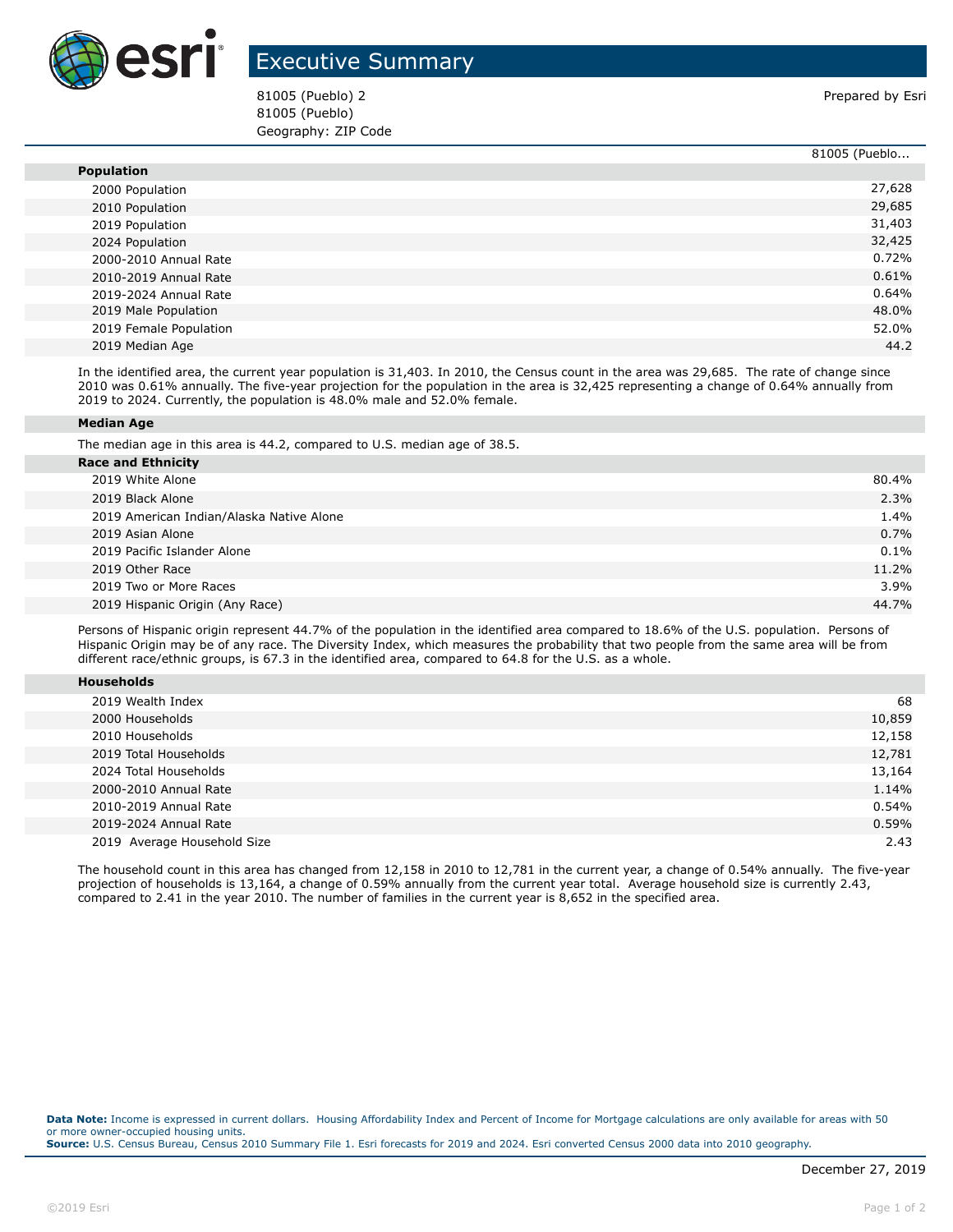# Executive Summary

81005 (Pueblo) 2
81005 (Pueblo)
Geography: ZIP Code

Prepared by Esri

| | 81005 (Pueblo... |
|---|---|
| **Population** | |
| 2000 Population | 27,628 |
| 2010 Population | 29,685 |
| 2019 Population | 31,403 |
| 2024 Population | 32,425 |
| 2000-2010 Annual Rate | 0.72% |
| 2010-2019 Annual Rate | 0.61% |
| 2019-2024 Annual Rate | 0.64% |
| 2019 Male Population | 48.0% |
| 2019 Female Population | 52.0% |
| 2019 Median Age | 44.2 |

In the identified area, the current year population is 31,403. In 2010, the Census count in the area was 29,685. The rate of change since 2010 was 0.61% annually. The five-year projection for the population in the area is 32,425 representing a change of 0.64% annually from 2019 to 2024. Currently, the population is 48.0% male and 52.0% female.

**Median Age**

The median age in this area is 44.2, compared to U.S. median age of 38.5.

| **Race and Ethnicity** | |
|---|---|
| 2019 White Alone | 80.4% |
| 2019 Black Alone | 2.3% |
| 2019 American Indian/Alaska Native Alone | 1.4% |
| 2019 Asian Alone | 0.7% |
| 2019 Pacific Islander Alone | 0.1% |
| 2019 Other Race | 11.2% |
| 2019 Two or More Races | 3.9% |
| 2019 Hispanic Origin (Any Race) | 44.7% |

Persons of Hispanic origin represent 44.7% of the population in the identified area compared to 18.6% of the U.S. population. Persons of Hispanic Origin may be of any race. The Diversity Index, which measures the probability that two people from the same area will be from different race/ethnic groups, is 67.3 in the identified area, compared to 64.8 for the U.S. as a whole.

| **Households** | |
|---|---|
| 2019 Wealth Index | 68 |
| 2000 Households | 10,859 |
| 2010 Households | 12,158 |
| 2019 Total Households | 12,781 |
| 2024 Total Households | 13,164 |
| 2000-2010 Annual Rate | 1.14% |
| 2010-2019 Annual Rate | 0.54% |
| 2019-2024 Annual Rate | 0.59% |
| 2019 Average Household Size | 2.43 |

The household count in this area has changed from 12,158 in 2010 to 12,781 in the current year, a change of 0.54% annually. The five-year projection of households is 13,164, a change of 0.59% annually from the current year total. Average household size is currently 2.43, compared to 2.41 in the year 2010. The number of families in the current year is 8,652 in the specified area.

**Data Note:** Income is expressed in current dollars. Housing Affordability Index and Percent of Income for Mortgage calculations are only available for areas with 50 or more owner-occupied housing units.
**Source:** U.S. Census Bureau, Census 2010 Summary File 1. Esri forecasts for 2019 and 2024. Esri converted Census 2000 data into 2010 geography.

December 27, 2019

©2019 Esri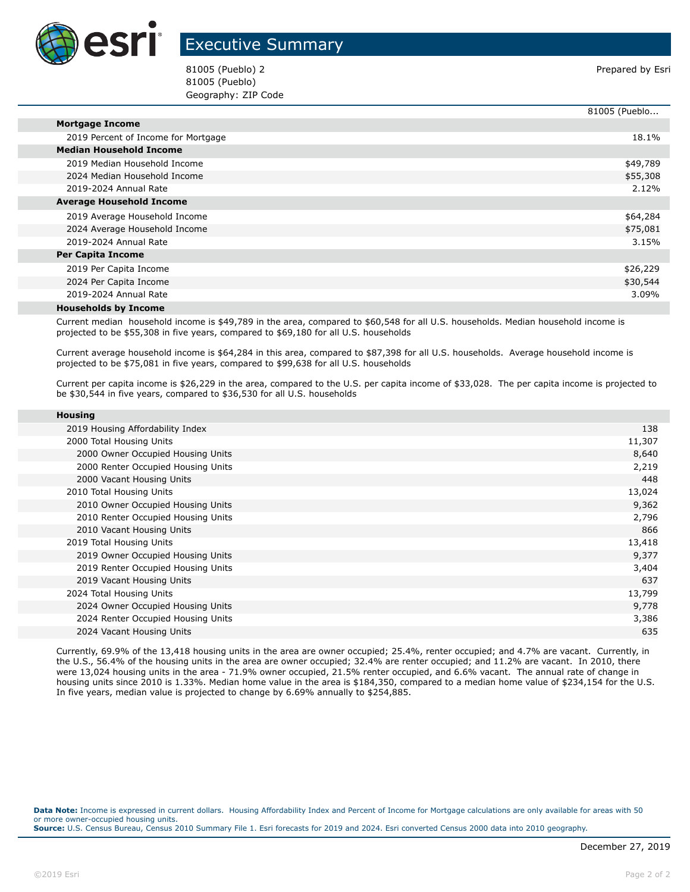# Executive Summary

81005 (Pueblo) 2
81005 (Pueblo)
Geography: ZIP Code

Prepared by Esri

| | 81005 (Pueblo... |
|---|---|
| **Mortgage Income** | |
| 2019 Percent of Income for Mortgage | 18.1% |
| **Median Household Income** | |
| 2019 Median Household Income | $49,789 |
| 2024 Median Household Income | $55,308 |
| 2019-2024 Annual Rate | 2.12% |
| **Average Household Income** | |
| 2019 Average Household Income | $64,284 |
| 2024 Average Household Income | $75,081 |
| 2019-2024 Annual Rate | 3.15% |
| **Per Capita Income** | |
| 2019 Per Capita Income | $26,229 |
| 2024 Per Capita Income | $30,544 |
| 2019-2024 Annual Rate | 3.09% |
| **Households by Income** | |

Current median household income is $49,789 in the area, compared to $60,548 for all U.S. households. Median household income is projected to be $55,308 in five years, compared to $69,180 for all U.S. households

Current average household income is $64,284 in this area, compared to $87,398 for all U.S. households. Average household income is projected to be $75,081 in five years, compared to $99,638 for all U.S. households

Current per capita income is $26,229 in the area, compared to the U.S. per capita income of $33,028. The per capita income is projected to be $30,544 in five years, compared to $36,530 for all U.S. households

| **Housing** | |
|---|---|
| 2019 Housing Affordability Index | 138 |
| 2000 Total Housing Units | 11,307 |
| 2000 Owner Occupied Housing Units | 8,640 |
| 2000 Renter Occupied Housing Units | 2,219 |
| 2000 Vacant Housing Units | 448 |
| 2010 Total Housing Units | 13,024 |
| 2010 Owner Occupied Housing Units | 9,362 |
| 2010 Renter Occupied Housing Units | 2,796 |
| 2010 Vacant Housing Units | 866 |
| 2019 Total Housing Units | 13,418 |
| 2019 Owner Occupied Housing Units | 9,377 |
| 2019 Renter Occupied Housing Units | 3,404 |
| 2019 Vacant Housing Units | 637 |
| 2024 Total Housing Units | 13,799 |
| 2024 Owner Occupied Housing Units | 9,778 |
| 2024 Renter Occupied Housing Units | 3,386 |
| 2024 Vacant Housing Units | 635 |

Currently, 69.9% of the 13,418 housing units in the area are owner occupied; 25.4%, renter occupied; and 4.7% are vacant. Currently, in the U.S., 56.4% of the housing units in the area are owner occupied; 32.4% are renter occupied; and 11.2% are vacant. In 2010, there were 13,024 housing units in the area - 71.9% owner occupied, 21.5% renter occupied, and 6.6% vacant. The annual rate of change in housing units since 2010 is 1.33%. Median home value in the area is $184,350, compared to a median home value of $234,154 for the U.S. In five years, median value is projected to change by 6.69% annually to $254,885.

**Data Note:** Income is expressed in current dollars. Housing Affordability Index and Percent of Income for Mortgage calculations are only available for areas with 50 or more owner-occupied housing units.
**Source:** U.S. Census Bureau, Census 2010 Summary File 1. Esri forecasts for 2019 and 2024. Esri converted Census 2000 data into 2010 geography.

December 27, 2019

©2019 Esri